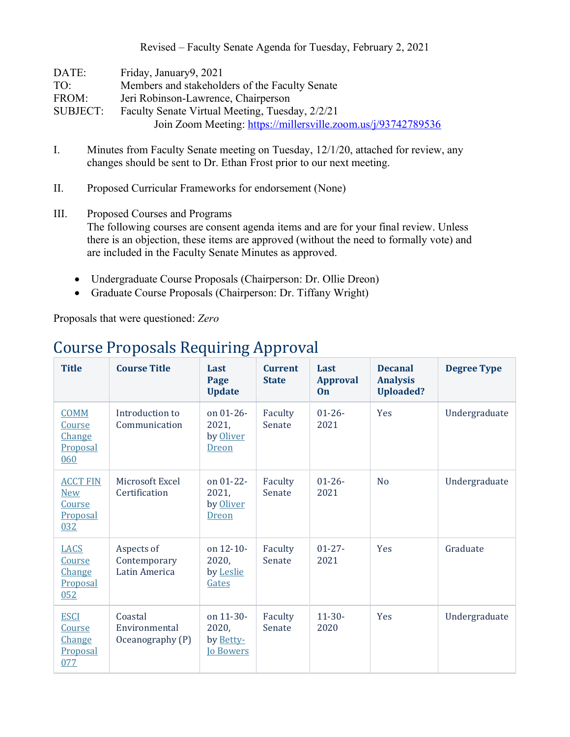Revised – Faculty Senate Agenda for Tuesday, February 2, 2021

DATE: Friday, January9, 2021
TO: Members and stakeholders of the Faculty Senate
FROM: Jeri Robinson-Lawrence, Chairperson
SUBJECT: Faculty Senate Virtual Meeting, Tuesday, 2/2/21
Join Zoom Meeting: https://millersville.zoom.us/j/93742789536

I. Minutes from Faculty Senate meeting on Tuesday, 12/1/20, attached for review, any changes should be sent to Dr. Ethan Frost prior to our next meeting.

II. Proposed Curricular Frameworks for endorsement (None)

III. Proposed Courses and Programs
The following courses are consent agenda items and are for your final review. Unless there is an objection, these items are approved (without the need to formally vote) and are included in the Faculty Senate Minutes as approved.

- Undergraduate Course Proposals (Chairperson: Dr. Ollie Dreon)
- Graduate Course Proposals (Chairperson: Dr. Tiffany Wright)

Proposals that were questioned: *Zero*

## Course Proposals Requiring Approval

| Title | Course Title | Last Page Update | Current State | Last Approval On | Decanal Analysis Uploaded? | Degree Type |
|---|---|---|---|---|---|---|
| COMM Course Change Proposal 060 | Introduction to Communication | on 01-26-2021, by Oliver Dreon | Faculty Senate | 01-26-2021 | Yes | Undergraduate |
| ACCT FIN New Course Proposal 032 | Microsoft Excel Certification | on 01-22-2021, by Oliver Dreon | Faculty Senate | 01-26-2021 | No | Undergraduate |
| LACS Course Change Proposal 052 | Aspects of Contemporary Latin America | on 12-10-2020, by Leslie Gates | Faculty Senate | 01-27-2021 | Yes | Graduate |
| ESCI Course Change Proposal 077 | Coastal Environmental Oceanography (P) | on 11-30-2020, by Betty-Jo Bowers | Faculty Senate | 11-30-2020 | Yes | Undergraduate |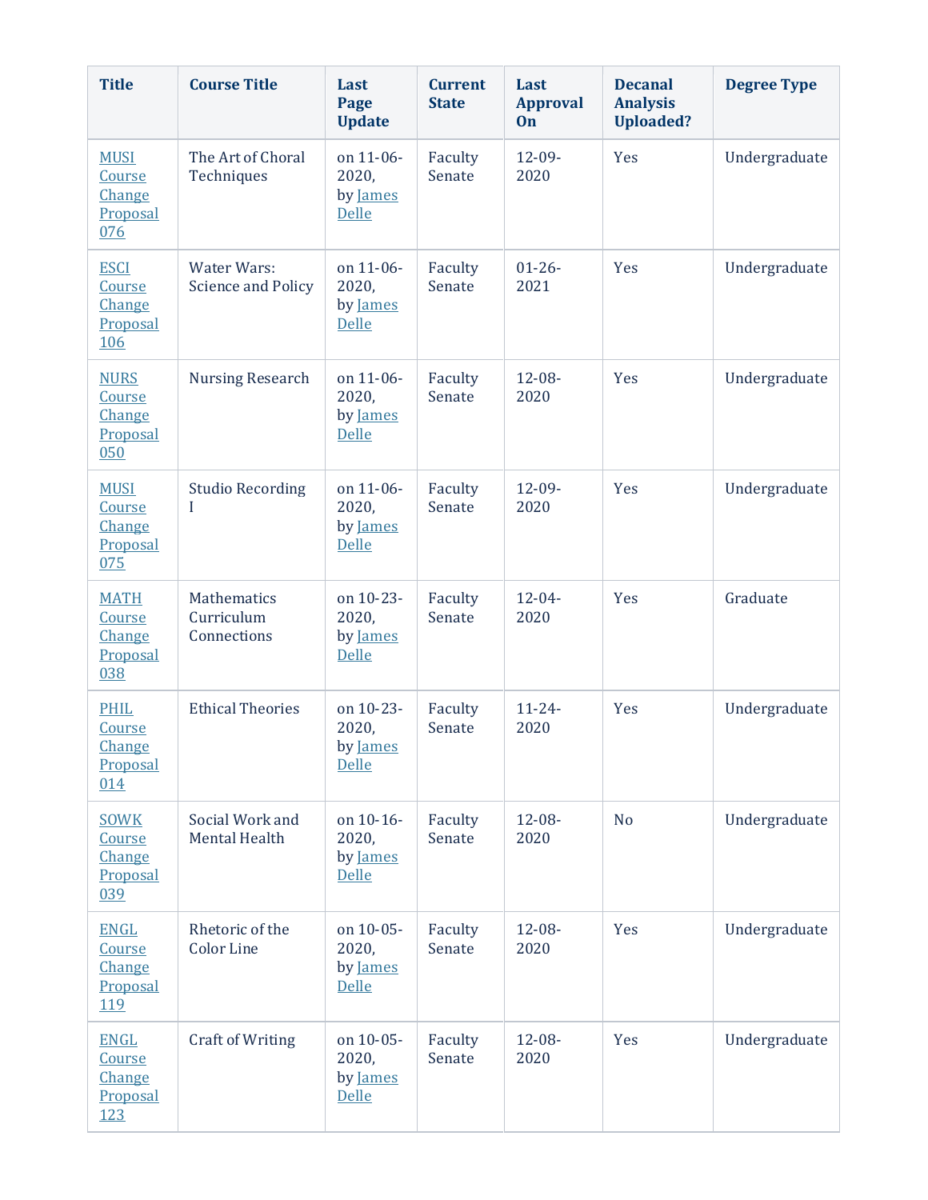| Title | Course Title | Last Page Update | Current State | Last Approval On | Decanal Analysis Uploaded? | Degree Type |
|---|---|---|---|---|---|---|
| MUSI Course Change Proposal 076 | The Art of Choral Techniques | on 11-06-2020, by James Delle | Faculty Senate | 12-09-2020 | Yes | Undergraduate |
| ESCI Course Change Proposal 106 | Water Wars: Science and Policy | on 11-06-2020, by James Delle | Faculty Senate | 01-26-2021 | Yes | Undergraduate |
| NURS Course Change Proposal 050 | Nursing Research | on 11-06-2020, by James Delle | Faculty Senate | 12-08-2020 | Yes | Undergraduate |
| MUSI Course Change Proposal 075 | Studio Recording I | on 11-06-2020, by James Delle | Faculty Senate | 12-09-2020 | Yes | Undergraduate |
| MATH Course Change Proposal 038 | Mathematics Curriculum Connections | on 10-23-2020, by James Delle | Faculty Senate | 12-04-2020 | Yes | Graduate |
| PHIL Course Change Proposal 014 | Ethical Theories | on 10-23-2020, by James Delle | Faculty Senate | 11-24-2020 | Yes | Undergraduate |
| SOWK Course Change Proposal 039 | Social Work and Mental Health | on 10-16-2020, by James Delle | Faculty Senate | 12-08-2020 | No | Undergraduate |
| ENGL Course Change Proposal 119 | Rhetoric of the Color Line | on 10-05-2020, by James Delle | Faculty Senate | 12-08-2020 | Yes | Undergraduate |
| ENGL Course Change Proposal 123 | Craft of Writing | on 10-05-2020, by James Delle | Faculty Senate | 12-08-2020 | Yes | Undergraduate |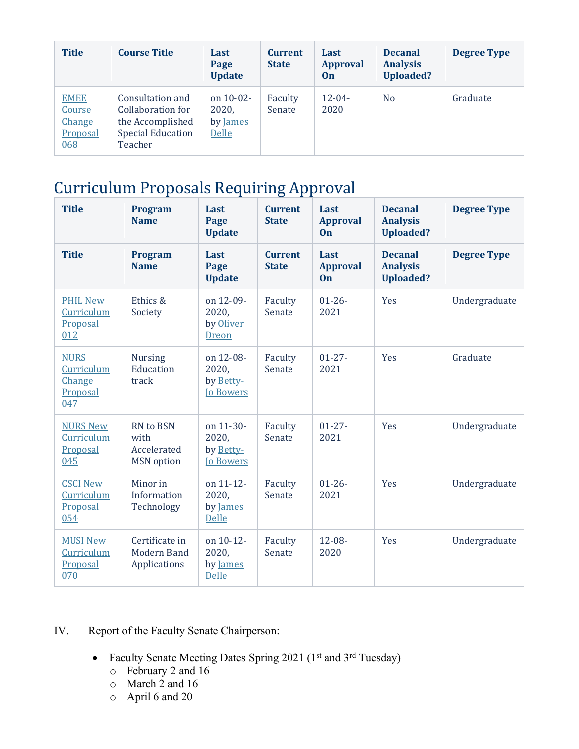| Title | Course Title | Last Page Update | Current State | Last Approval On | Decanal Analysis Uploaded? | Degree Type |
|---|---|---|---|---|---|---|
| EMEE Course Change Proposal 068 | Consultation and Collaboration for the Accomplished Special Education Teacher | on 10-02-2020, by James Delle | Faculty Senate | 12-04-2020 | No | Graduate |

## Curriculum Proposals Requiring Approval

| Title | Program Name | Last Page Update | Current State | Last Approval On | Decanal Analysis Uploaded? | Degree Type |
|---|---|---|---|---|---|---|
| Title | Program Name | Last Page Update | Current State | Last Approval On | Decanal Analysis Uploaded? | Degree Type |
| PHIL New Curriculum Proposal 012 | Ethics & Society | on 12-09-2020, by Oliver Dreon | Faculty Senate | 01-26-2021 | Yes | Undergraduate |
| NURS Curriculum Change Proposal 047 | Nursing Education track | on 12-08-2020, by Betty-Jo Bowers | Faculty Senate | 01-27-2021 | Yes | Graduate |
| NURS New Curriculum Proposal 045 | RN to BSN with Accelerated MSN option | on 11-30-2020, by Betty-Jo Bowers | Faculty Senate | 01-27-2021 | Yes | Undergraduate |
| CSCI New Curriculum Proposal 054 | Minor in Information Technology | on 11-12-2020, by James Delle | Faculty Senate | 01-26-2021 | Yes | Undergraduate |
| MUSI New Curriculum Proposal 070 | Certificate in Modern Band Applications | on 10-12-2020, by James Delle | Faculty Senate | 12-08-2020 | Yes | Undergraduate |

IV. Report of the Faculty Senate Chairperson:

- Faculty Senate Meeting Dates Spring 2021 (1st and 3rd Tuesday)
  - February 2 and 16
  - March 2 and 16
  - April 6 and 20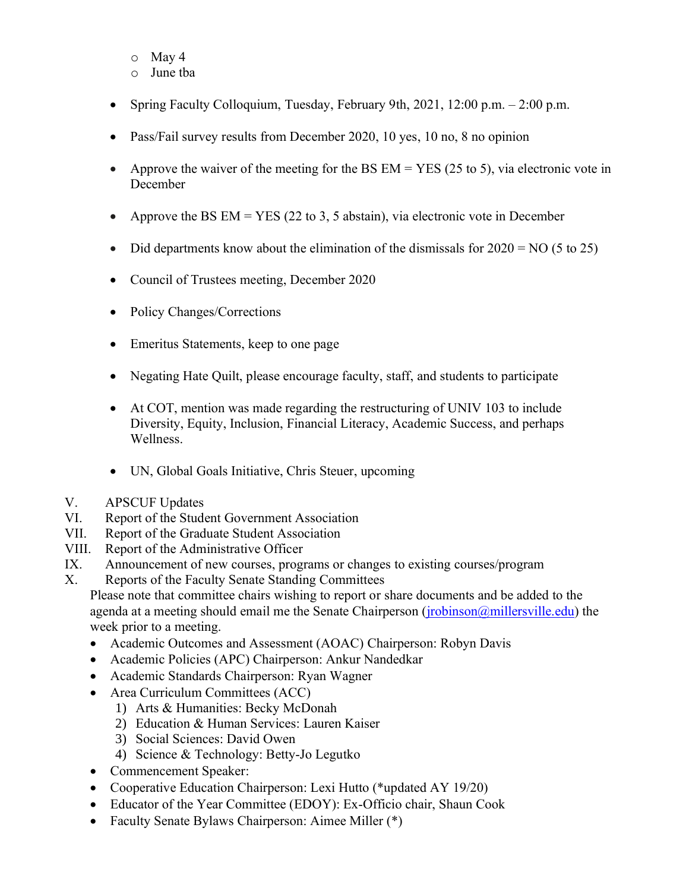- May 4
  - June tba

- Spring Faculty Colloquium, Tuesday, February 9th, 2021, 12:00 p.m. – 2:00 p.m.

- Pass/Fail survey results from December 2020, 10 yes, 10 no, 8 no opinion

- Approve the waiver of the meeting for the BS EM = YES (25 to 5), via electronic vote in December

- Approve the BS EM = YES (22 to 3, 5 abstain), via electronic vote in December

- Did departments know about the elimination of the dismissals for 2020 = NO (5 to 25)

- Council of Trustees meeting, December 2020

- Policy Changes/Corrections

- Emeritus Statements, keep to one page

- Negating Hate Quilt, please encourage faculty, staff, and students to participate

- At COT, mention was made regarding the restructuring of UNIV 103 to include Diversity, Equity, Inclusion, Financial Literacy, Academic Success, and perhaps Wellness.

- UN, Global Goals Initiative, Chris Steuer, upcoming

V. APSCUF Updates

VI. Report of the Student Government Association

VII. Report of the Graduate Student Association

VIII. Report of the Administrative Officer

IX. Announcement of new courses, programs or changes to existing courses/program

X. Reports of the Faculty Senate Standing Committees

Please note that committee chairs wishing to report or share documents and be added to the agenda at a meeting should email me the Senate Chairperson (jrobinson@millersville.edu) the week prior to a meeting.

- Academic Outcomes and Assessment (AOAC) Chairperson: Robyn Davis
- Academic Policies (APC) Chairperson: Ankur Nandedkar
- Academic Standards Chairperson: Ryan Wagner
- Area Curriculum Committees (ACC)
  1) Arts & Humanities: Becky McDonah
  2) Education & Human Services: Lauren Kaiser
  3) Social Sciences: David Owen
  4) Science & Technology: Betty-Jo Legutko
- Commencement Speaker:
- Cooperative Education Chairperson: Lexi Hutto (*updated AY 19/20)
- Educator of the Year Committee (EDOY): Ex-Officio chair, Shaun Cook
- Faculty Senate Bylaws Chairperson: Aimee Miller (*)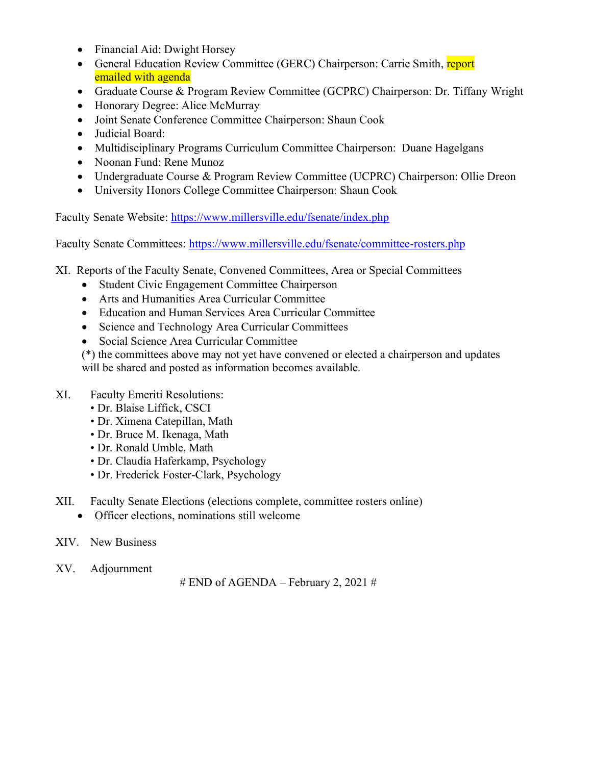- Financial Aid: Dwight Horsey
- General Education Review Committee (GERC) Chairperson: Carrie Smith, report emailed with agenda
- Graduate Course & Program Review Committee (GCPRC) Chairperson: Dr. Tiffany Wright
- Honorary Degree: Alice McMurray
- Joint Senate Conference Committee Chairperson: Shaun Cook
- Judicial Board:
- Multidisciplinary Programs Curriculum Committee Chairperson: Duane Hagelgans
- Noonan Fund: Rene Munoz
- Undergraduate Course & Program Review Committee (UCPRC) Chairperson: Ollie Dreon
- University Honors College Committee Chairperson: Shaun Cook

Faculty Senate Website: https://www.millersville.edu/fsenate/index.php

Faculty Senate Committees: https://www.millersville.edu/fsenate/committee-rosters.php

XI. Reports of the Faculty Senate, Convened Committees, Area or Special Committees

- Student Civic Engagement Committee Chairperson
- Arts and Humanities Area Curricular Committee
- Education and Human Services Area Curricular Committee
- Science and Technology Area Curricular Committees
- Social Science Area Curricular Committee

(*) the committees above may not yet have convened or elected a chairperson and updates will be shared and posted as information becomes available.

XI. Faculty Emeriti Resolutions:

- Dr. Blaise Liffick, CSCI
- Dr. Ximena Catepillan, Math
- Dr. Bruce M. Ikenaga, Math
- Dr. Ronald Umble, Math
- Dr. Claudia Haferkamp, Psychology
- Dr. Frederick Foster-Clark, Psychology

XII. Faculty Senate Elections (elections complete, committee rosters online)

- Officer elections, nominations still welcome

XIV. New Business

XV. Adjournment

# END of AGENDA – February 2, 2021 #